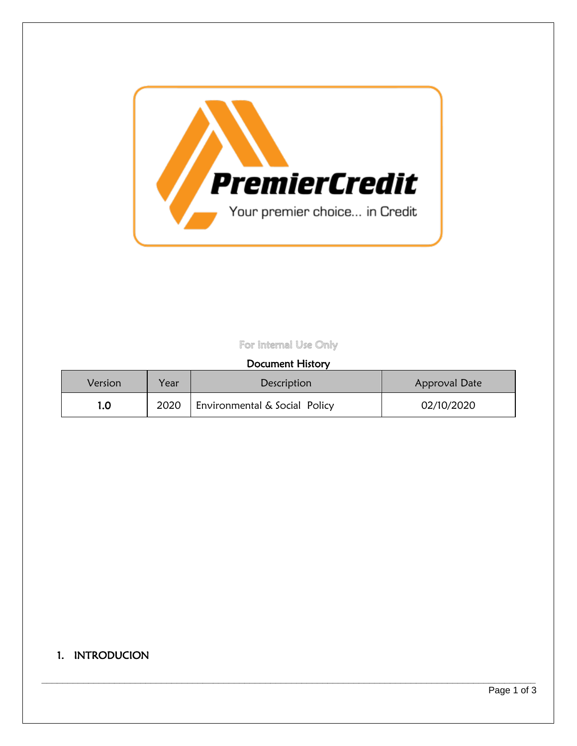PremierCredit

Your premier choice... in Credit

For Internal Use Only

**Document History**

| Version | Year | Description | Approval Date |
|---|---|---|---|
| **1.0** | 2020 | Environmental & Social Policy | 02/10/2020 |

## 1. INTRODUCION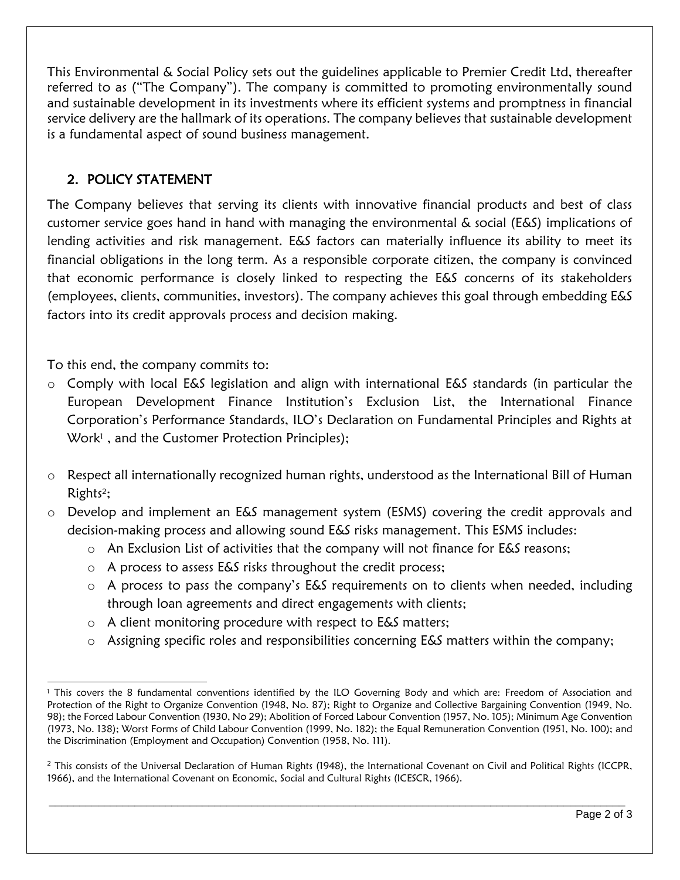This Environmental & Social Policy sets out the guidelines applicable to Premier Credit Ltd, thereafter referred to as ("The Company"). The company is committed to promoting environmentally sound and sustainable development in its investments where its efficient systems and promptness in financial service delivery are the hallmark of its operations. The company believes that sustainable development is a fundamental aspect of sound business management.

## 2. POLICY STATEMENT

The Company believes that serving its clients with innovative financial products and best of class customer service goes hand in hand with managing the environmental & social (E&S) implications of lending activities and risk management. E&S factors can materially influence its ability to meet its financial obligations in the long term. As a responsible corporate citizen, the company is convinced that economic performance is closely linked to respecting the E&S concerns of its stakeholders (employees, clients, communities, investors). The company achieves this goal through embedding E&S factors into its credit approvals process and decision making.

To this end, the company commits to:

- Comply with local E&S legislation and align with international E&S standards (in particular the European Development Finance Institution's Exclusion List, the International Finance Corporation's Performance Standards, ILO's Declaration on Fundamental Principles and Rights at Work[1] , and the Customer Protection Principles);
- Respect all internationally recognized human rights, understood as the International Bill of Human Rights[2];
- Develop and implement an E&S management system (ESMS) covering the credit approvals and decision-making process and allowing sound E&S risks management. This ESMS includes:
  - An Exclusion List of activities that the company will not finance for E&S reasons;
  - A process to assess E&S risks throughout the credit process;
  - A process to pass the company's E&S requirements on to clients when needed, including through loan agreements and direct engagements with clients;
  - A client monitoring procedure with respect to E&S matters;
  - Assigning specific roles and responsibilities concerning E&S matters within the company;

---

[1] This covers the 8 fundamental conventions identified by the ILO Governing Body and which are: Freedom of Association and Protection of the Right to Organize Convention (1948, No. 87); Right to Organize and Collective Bargaining Convention (1949, No. 98); the Forced Labour Convention (1930, No 29); Abolition of Forced Labour Convention (1957, No. 105); Minimum Age Convention (1973, No. 138); Worst Forms of Child Labour Convention (1999, No. 182); the Equal Remuneration Convention (1951, No. 100); and the Discrimination (Employment and Occupation) Convention (1958, No. 111).

[2] This consists of the Universal Declaration of Human Rights (1948), the International Covenant on Civil and Political Rights (ICCPR, 1966), and the International Covenant on Economic, Social and Cultural Rights (ICESCR, 1966).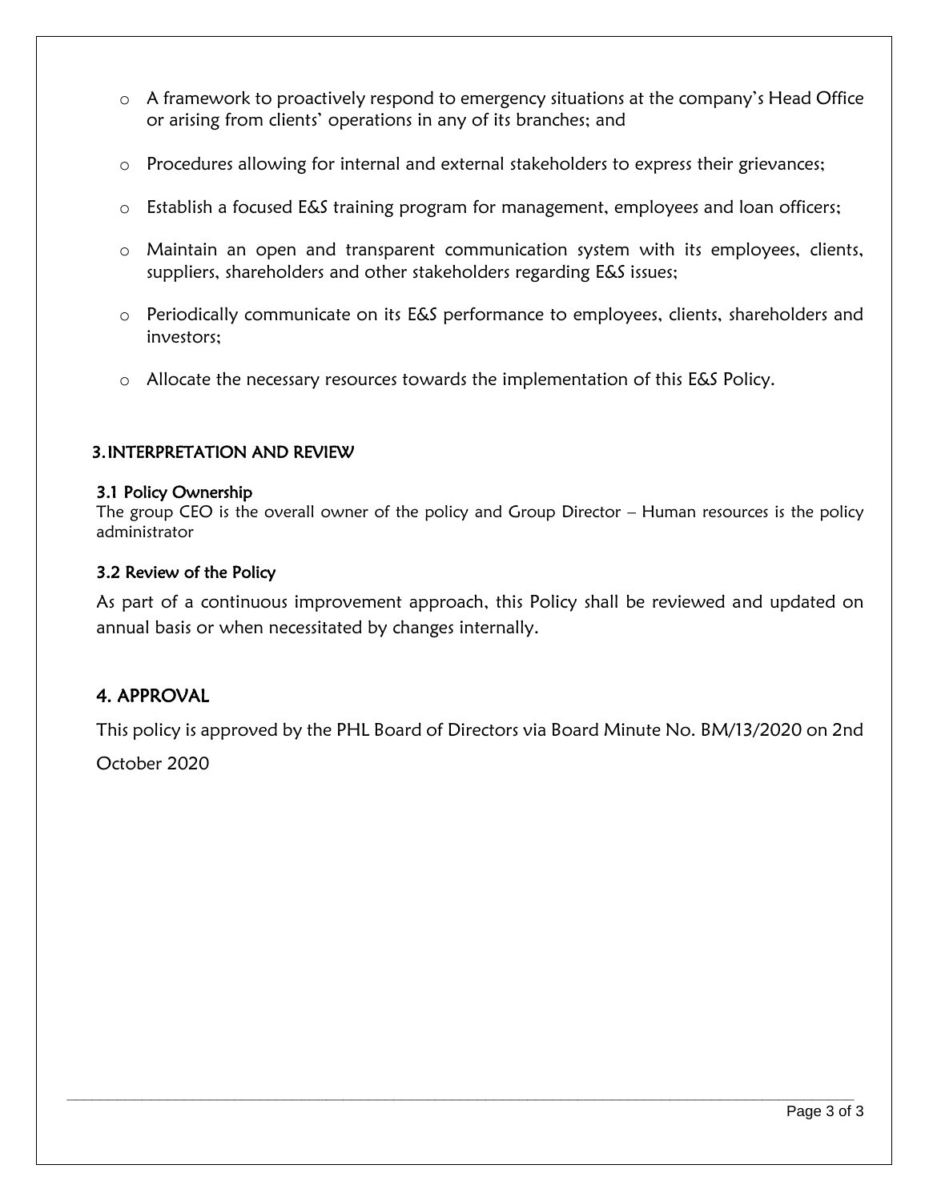- A framework to proactively respond to emergency situations at the company's Head Office or arising from clients' operations in any of its branches; and
- Procedures allowing for internal and external stakeholders to express their grievances;
- Establish a focused E&S training program for management, employees and loan officers;
- Maintain an open and transparent communication system with its employees, clients, suppliers, shareholders and other stakeholders regarding E&S issues;
- Periodically communicate on its E&S performance to employees, clients, shareholders and investors;
- Allocate the necessary resources towards the implementation of this E&S Policy.

## 3. INTERPRETATION AND REVIEW

### 3.1 Policy Ownership

The group CEO is the overall owner of the policy and Group Director – Human resources is the policy administrator

### 3.2 Review of the Policy

As part of a continuous improvement approach, this Policy shall be reviewed and updated on annual basis or when necessitated by changes internally.

## 4. APPROVAL

This policy is approved by the PHL Board of Directors via Board Minute No. BM/13/2020 on 2nd October 2020